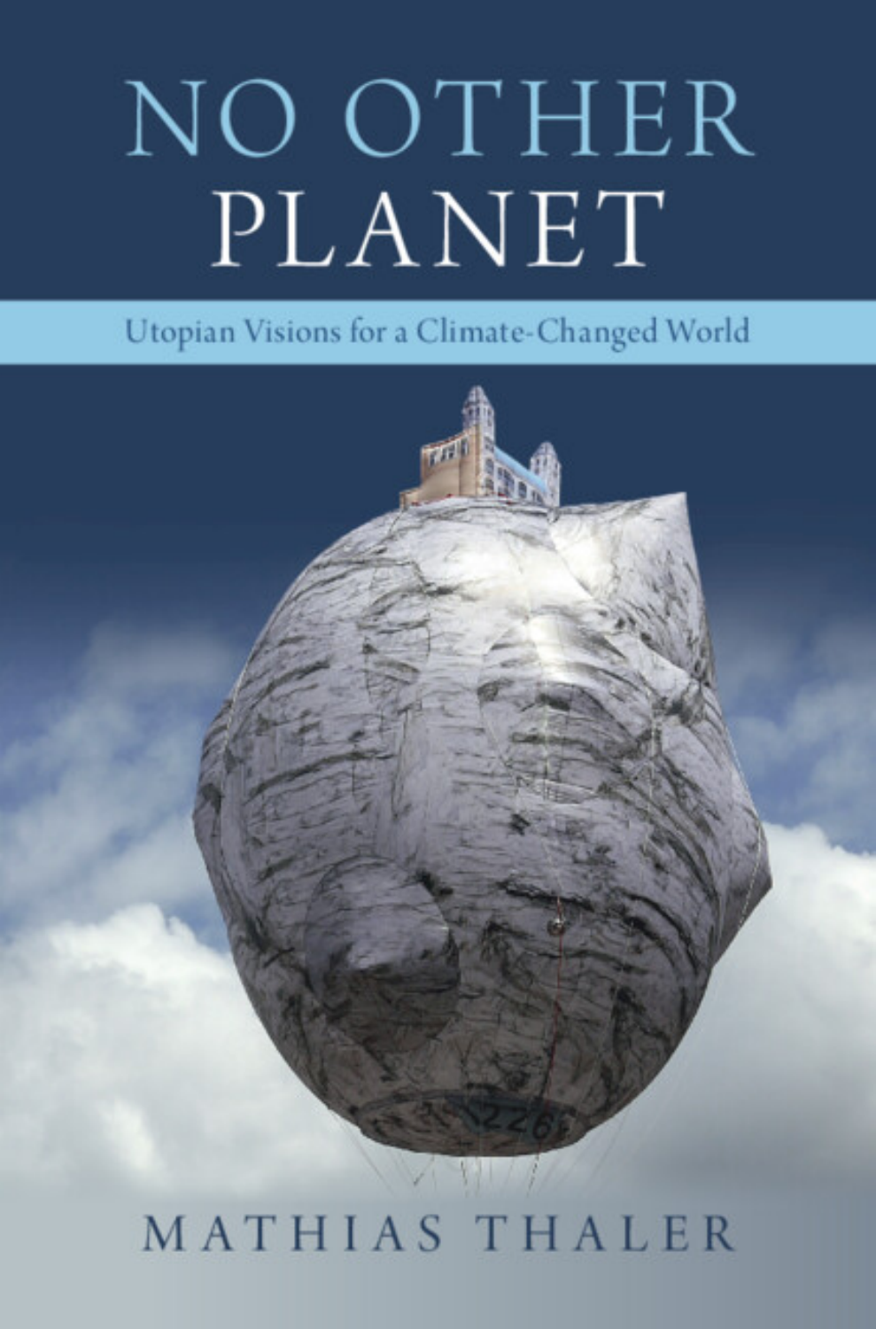# NO OTHER PLANET

## Utopian Visions for a Climate-Changed World

MATHIAS THALER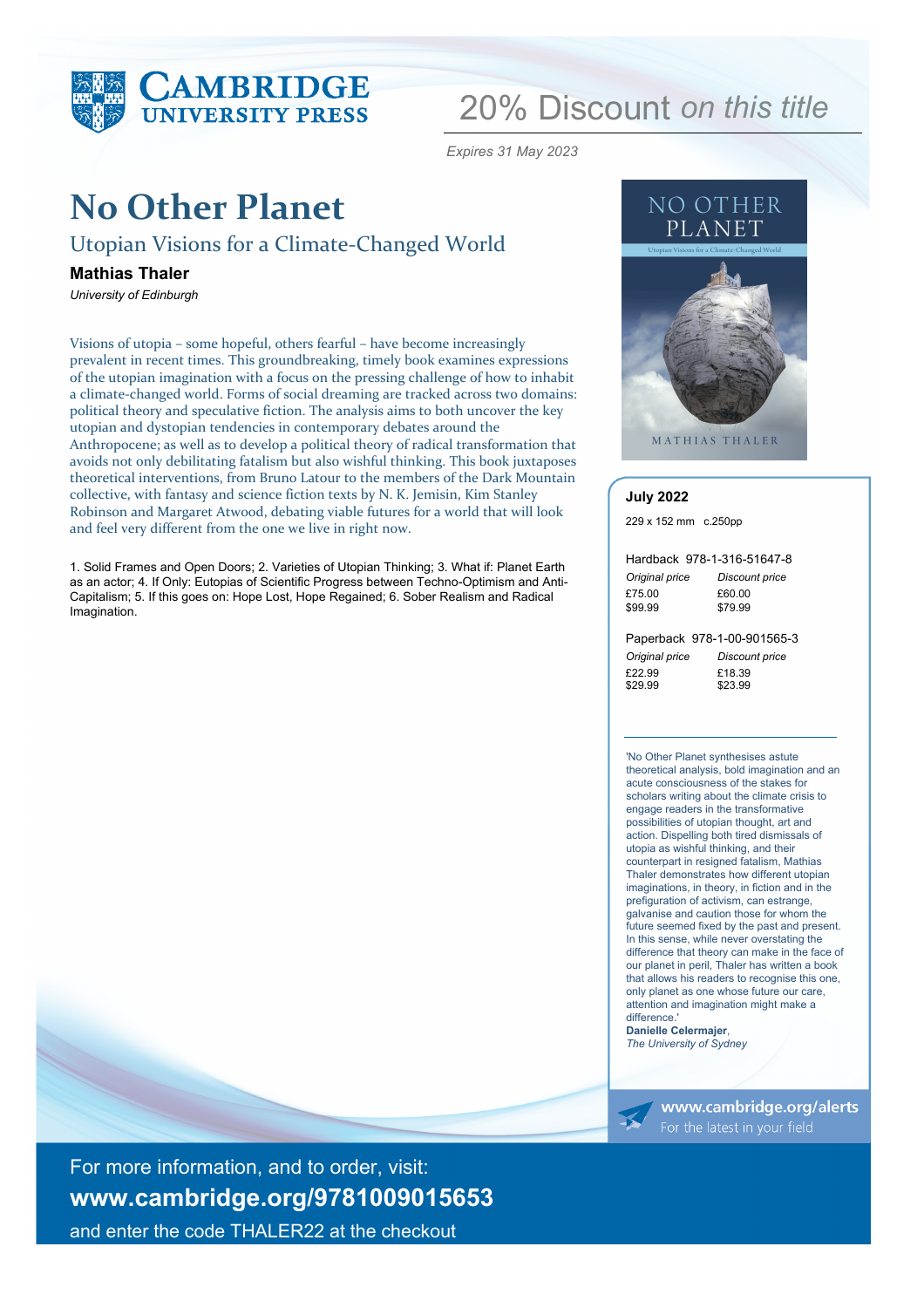CAMBRIDGE UNIVERSITY PRESS

# 20% Discount *on this title*

*Expires 31 May 2023*

# No Other Planet

## Utopian Visions for a Climate-Changed World

**Mathias Thaler**

*University of Edinburgh*

Visions of utopia – some hopeful, others fearful – have become increasingly prevalent in recent times. This groundbreaking, timely book examines expressions of the utopian imagination with a focus on the pressing challenge of how to inhabit a climate-changed world. Forms of social dreaming are tracked across two domains: political theory and speculative fiction. The analysis aims to both uncover the key utopian and dystopian tendencies in contemporary debates around the Anthropocene; as well as to develop a political theory of radical transformation that avoids not only debilitating fatalism but also wishful thinking. This book juxtaposes theoretical interventions, from Bruno Latour to the members of the Dark Mountain collective, with fantasy and science fiction texts by N. K. Jemisin, Kim Stanley Robinson and Margaret Atwood, debating viable futures for a world that will look and feel very different from the one we live in right now.

1. Solid Frames and Open Doors; 2. Varieties of Utopian Thinking; 3. What if: Planet Earth as an actor; 4. If Only: Eutopias of Scientific Progress between Techno-Optimism and Anti-Capitalism; 5. If this goes on: Hope Lost, Hope Regained; 6. Sober Realism and Radical Imagination.

**July 2022**

229 x 152 mm c.250pp

Hardback 978-1-316-51647-8

| *Original price* | *Discount price* |
|---|---|
| £75.00 | £60.00 |
| $99.99 | $79.99 |

Paperback 978-1-00-901565-3

| *Original price* | *Discount price* |
|---|---|
| £22.99 | £18.39 |
| $29.99 | $23.99 |

'No Other Planet synthesises astute theoretical analysis, bold imagination and an acute consciousness of the stakes for scholars writing about the climate crisis to engage readers in the transformative possibilities of utopian thought, art and action. Dispelling both tired dismissals of utopia as wishful thinking, and their counterpart in resigned fatalism, Mathias Thaler demonstrates how different utopian imaginations, in theory, in fiction and in the prefiguration of activism, can estrange, galvanise and caution those for whom the future seemed fixed by the past and present. In this sense, while never overstating the difference that theory can make in the face of our planet in peril, Thaler has written a book that allows his readers to recognise this one, only planet as one whose future our care, attention and imagination might make a difference.'

**Danielle Celermajer**,
*The University of Sydney*

**www.cambridge.org/alerts**
For the latest in your field

For more information, and to order, visit:

**www.cambridge.org/9781009015653**

and enter the code THALER22 at the checkout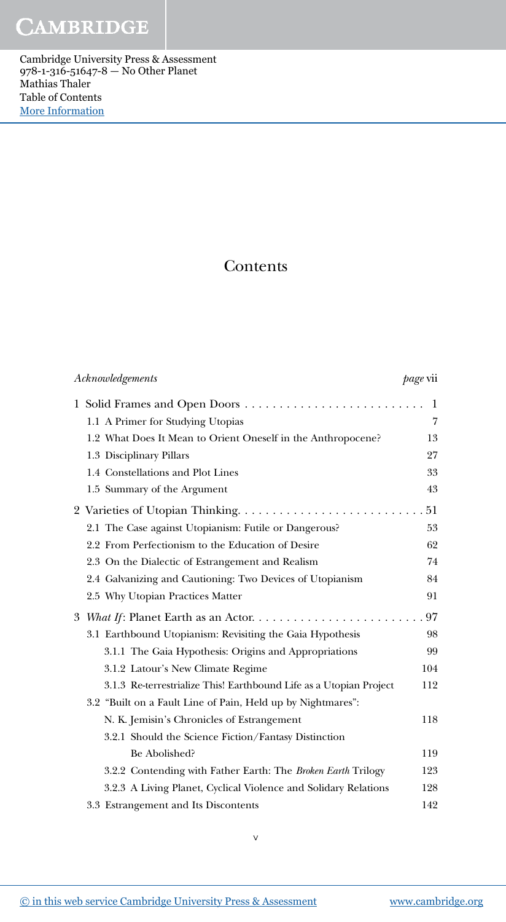# Contents

*Acknowledgements* *page* vii

1 Solid Frames and Open Doors 1
- 1.1 A Primer for Studying Utopias 7
- 1.2 What Does It Mean to Orient Oneself in the Anthropocene? 13
- 1.3 Disciplinary Pillars 27
- 1.4 Constellations and Plot Lines 33
- 1.5 Summary of the Argument 43

2 Varieties of Utopian Thinking 51
- 2.1 The Case against Utopianism: Futile or Dangerous? 53
- 2.2 From Perfectionism to the Education of Desire 62
- 2.3 On the Dialectic of Estrangement and Realism 74
- 2.4 Galvanizing and Cautioning: Two Devices of Utopianism 84
- 2.5 Why Utopian Practices Matter 91

3 *What If*: Planet Earth as an Actor 97
- 3.1 Earthbound Utopianism: Revisiting the Gaia Hypothesis 98
  - 3.1.1 The Gaia Hypothesis: Origins and Appropriations 99
  - 3.1.2 Latour's New Climate Regime 104
  - 3.1.3 Re-terrestrialize This! Earthbound Life as a Utopian Project 112
- 3.2 "Built on a Fault Line of Pain, Held up by Nightmares": N. K. Jemisin's Chronicles of Estrangement 118
  - 3.2.1 Should the Science Fiction/Fantasy Distinction Be Abolished? 119
  - 3.2.2 Contending with Father Earth: The *Broken Earth* Trilogy 123
  - 3.2.3 A Living Planet, Cyclical Violence and Solidary Relations 128
- 3.3 Estrangement and Its Discontents 142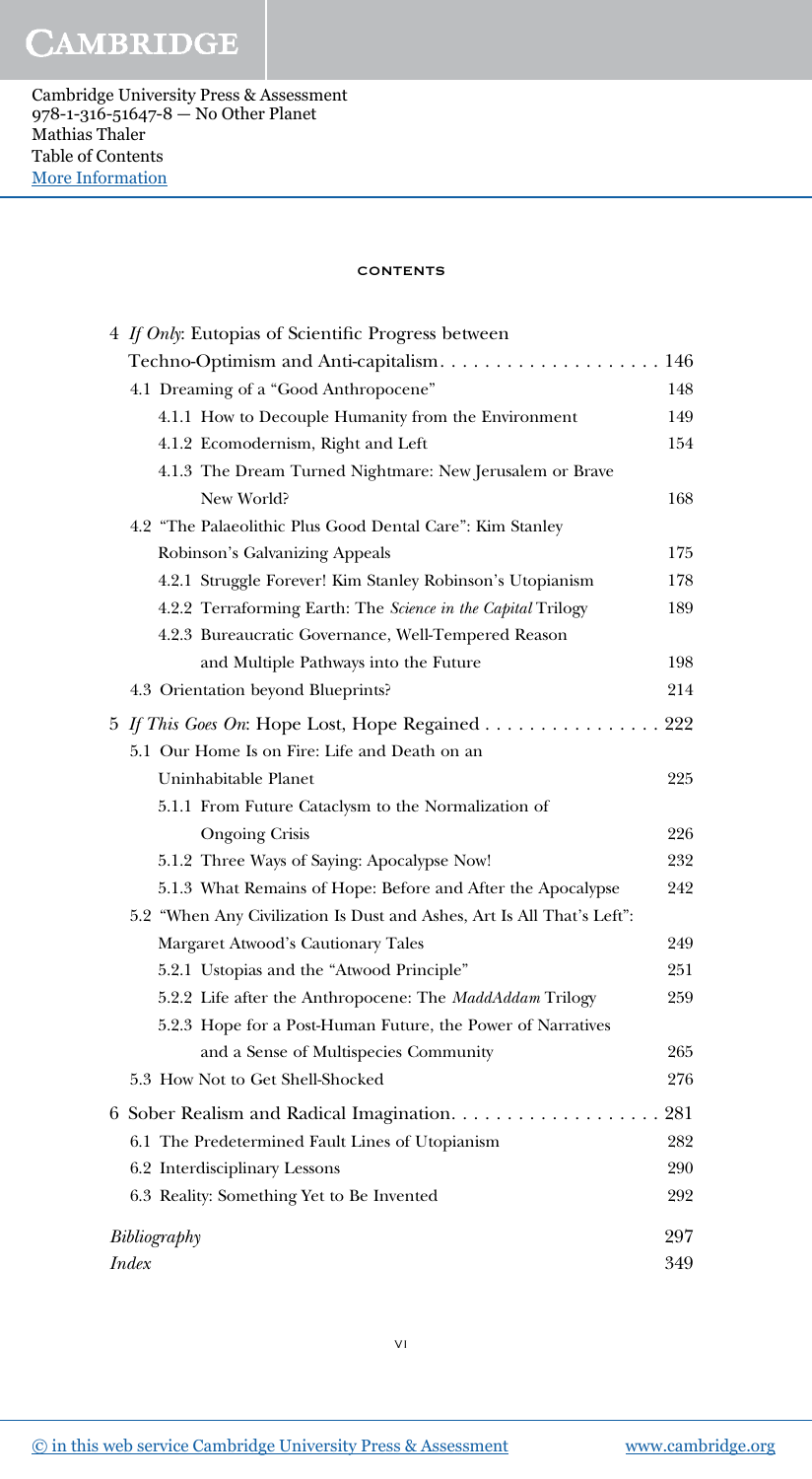## CONTENTS

4 *If Only*: Eutopias of Scientific Progress between Techno-Optimism and Anti-capitalism . . . . . . . . . . . . . . . . . . . . 146
- 4.1 Dreaming of a "Good Anthropocene" 148
  - 4.1.1 How to Decouple Humanity from the Environment 149
  - 4.1.2 Ecomodernism, Right and Left 154
  - 4.1.3 The Dream Turned Nightmare: New Jerusalem or Brave New World? 168
- 4.2 "The Palaeolithic Plus Good Dental Care": Kim Stanley Robinson's Galvanizing Appeals 175
  - 4.2.1 Struggle Forever! Kim Stanley Robinson's Utopianism 178
  - 4.2.2 Terraforming Earth: The *Science in the Capital* Trilogy 189
  - 4.2.3 Bureaucratic Governance, Well-Tempered Reason and Multiple Pathways into the Future 198
- 4.3 Orientation beyond Blueprints? 214

5 *If This Goes On*: Hope Lost, Hope Regained . . . . . . . . . . . . . . . . 222
- 5.1 Our Home Is on Fire: Life and Death on an Uninhabitable Planet 225
  - 5.1.1 From Future Cataclysm to the Normalization of Ongoing Crisis 226
  - 5.1.2 Three Ways of Saying: Apocalypse Now! 232
  - 5.1.3 What Remains of Hope: Before and After the Apocalypse 242
- 5.2 "When Any Civilization Is Dust and Ashes, Art Is All That's Left": Margaret Atwood's Cautionary Tales 249
  - 5.2.1 Ustopias and the "Atwood Principle" 251
  - 5.2.2 Life after the Anthropocene: The *MaddAddam* Trilogy 259
  - 5.2.3 Hope for a Post-Human Future, the Power of Narratives and a Sense of Multispecies Community 265
- 5.3 How Not to Get Shell-Shocked 276

6 Sober Realism and Radical Imagination. . . . . . . . . . . . . . . . . . . 281
- 6.1 The Predetermined Fault Lines of Utopianism 282
- 6.2 Interdisciplinary Lessons 290
- 6.3 Reality: Something Yet to Be Invented 292

*Bibliography* 297

*Index* 349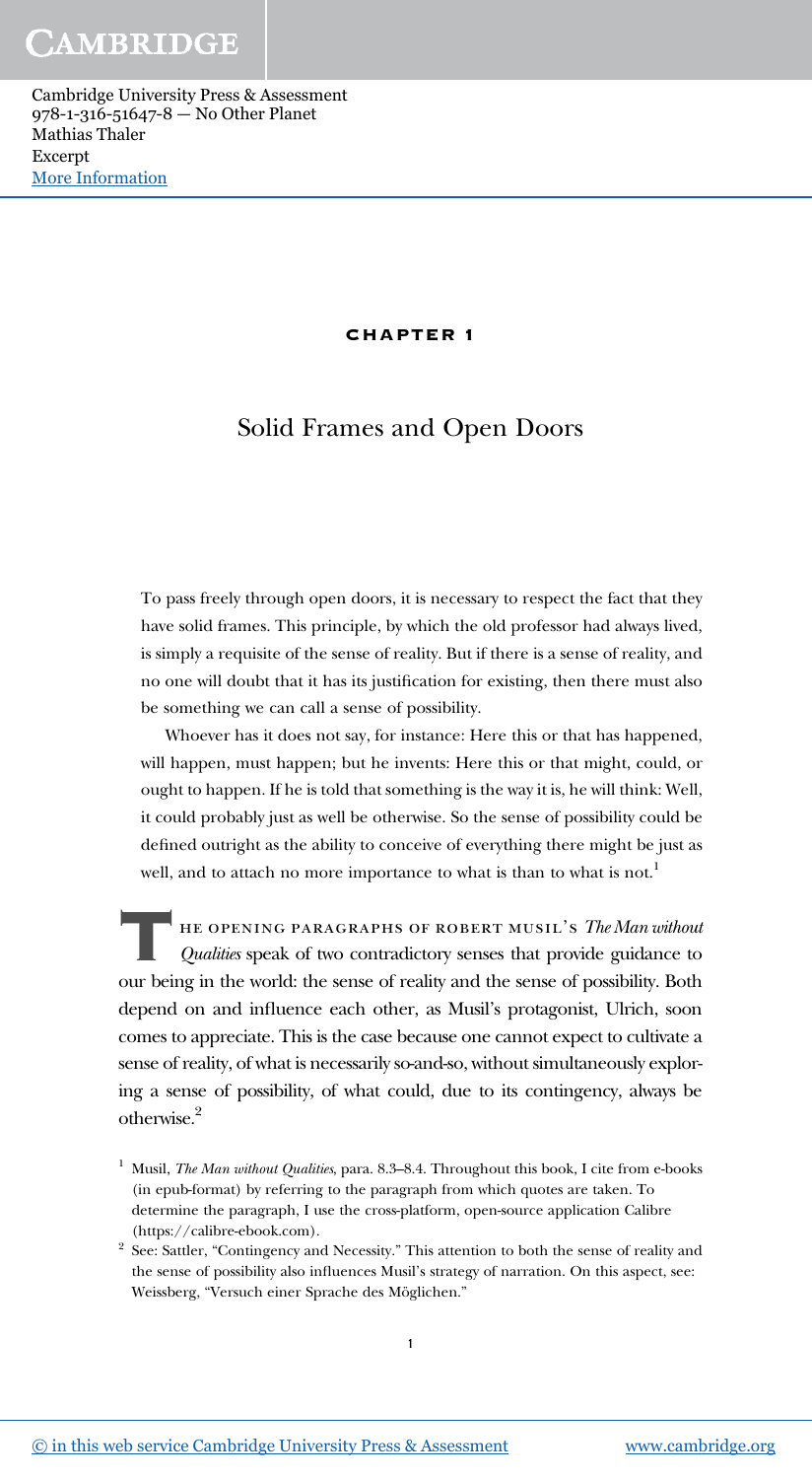# CHAPTER 1

## Solid Frames and Open Doors

To pass freely through open doors, it is necessary to respect the fact that they have solid frames. This principle, by which the old professor had always lived, is simply a requisite of the sense of reality. But if there is a sense of reality, and no one will doubt that it has its justification for existing, then there must also be something we can call a sense of possibility.

Whoever has it does not say, for instance: Here this or that has happened, will happen, must happen; but he invents: Here this or that might, could, or ought to happen. If he is told that something is the way it is, he will think: Well, it could probably just as well be otherwise. So the sense of possibility could be defined outright as the ability to conceive of everything there might be just as well, and to attach no more importance to what is than to what is not.[1]

The opening paragraphs of Robert Musil's *The Man without Qualities* speak of two contradictory senses that provide guidance to our being in the world: the sense of reality and the sense of possibility. Both depend on and influence each other, as Musil's protagonist, Ulrich, soon comes to appreciate. This is the case because one cannot expect to cultivate a sense of reality, of what is necessarily so-and-so, without simultaneously exploring a sense of possibility, of what could, due to its contingency, always be otherwise.[2]

---

[1] Musil, *The Man without Qualities*, para. 8.3–8.4. Throughout this book, I cite from e-books (in epub-format) by referring to the paragraph from which quotes are taken. To determine the paragraph, I use the cross-platform, open-source application Calibre (https://calibre-ebook.com).

[2] See: Sattler, "Contingency and Necessity." This attention to both the sense of reality and the sense of possibility also influences Musil's strategy of narration. On this aspect, see: Weissberg, "Versuch einer Sprache des Möglichen."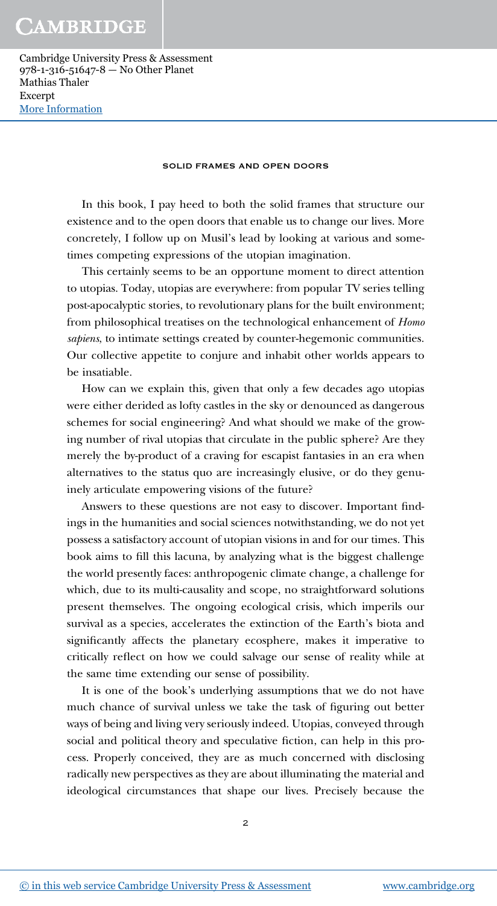In this book, I pay heed to both the solid frames that structure our existence and to the open doors that enable us to change our lives. More concretely, I follow up on Musil's lead by looking at various and sometimes competing expressions of the utopian imagination.

This certainly seems to be an opportune moment to direct attention to utopias. Today, utopias are everywhere: from popular TV series telling post-apocalyptic stories, to revolutionary plans for the built environment; from philosophical treatises on the technological enhancement of *Homo sapiens*, to intimate settings created by counter-hegemonic communities. Our collective appetite to conjure and inhabit other worlds appears to be insatiable.

How can we explain this, given that only a few decades ago utopias were either derided as lofty castles in the sky or denounced as dangerous schemes for social engineering? And what should we make of the growing number of rival utopias that circulate in the public sphere? Are they merely the by-product of a craving for escapist fantasies in an era when alternatives to the status quo are increasingly elusive, or do they genuinely articulate empowering visions of the future?

Answers to these questions are not easy to discover. Important findings in the humanities and social sciences notwithstanding, we do not yet possess a satisfactory account of utopian visions in and for our times. This book aims to fill this lacuna, by analyzing what is the biggest challenge the world presently faces: anthropogenic climate change, a challenge for which, due to its multi-causality and scope, no straightforward solutions present themselves. The ongoing ecological crisis, which imperils our survival as a species, accelerates the extinction of the Earth's biota and significantly affects the planetary ecosphere, makes it imperative to critically reflect on how we could salvage our sense of reality while at the same time extending our sense of possibility.

It is one of the book's underlying assumptions that we do not have much chance of survival unless we take the task of figuring out better ways of being and living very seriously indeed. Utopias, conveyed through social and political theory and speculative fiction, can help in this process. Properly conceived, they are as much concerned with disclosing radically new perspectives as they are about illuminating the material and ideological circumstances that shape our lives. Precisely because the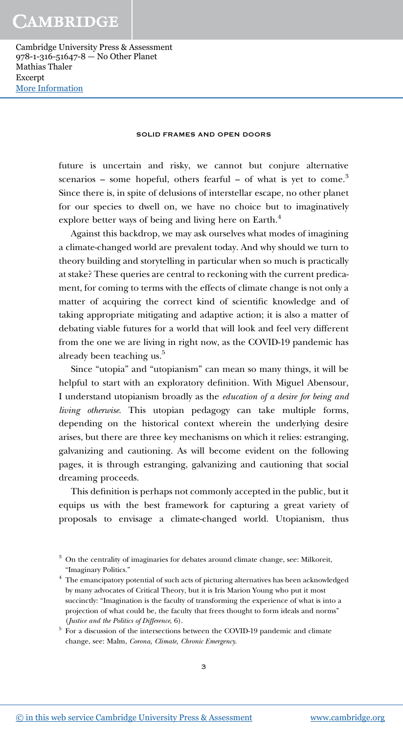future is uncertain and risky, we cannot but conjure alternative scenarios – some hopeful, others fearful – of what is yet to come.[3] Since there is, in spite of delusions of interstellar escape, no other planet for our species to dwell on, we have no choice but to imaginatively explore better ways of being and living here on Earth.[4]

Against this backdrop, we may ask ourselves what modes of imagining a climate-changed world are prevalent today. And why should we turn to theory building and storytelling in particular when so much is practically at stake? These queries are central to reckoning with the current predicament, for coming to terms with the effects of climate change is not only a matter of acquiring the correct kind of scientific knowledge and of taking appropriate mitigating and adaptive action; it is also a matter of debating viable futures for a world that will look and feel very different from the one we are living in right now, as the COVID-19 pandemic has already been teaching us.[5]

Since "utopia" and "utopianism" can mean so many things, it will be helpful to start with an exploratory definition. With Miguel Abensour, I understand utopianism broadly as the *education of a desire for being and living otherwise*. This utopian pedagogy can take multiple forms, depending on the historical context wherein the underlying desire arises, but there are three key mechanisms on which it relies: estranging, galvanizing and cautioning. As will become evident on the following pages, it is through estranging, galvanizing and cautioning that social dreaming proceeds.

This definition is perhaps not commonly accepted in the public, but it equips us with the best framework for capturing a great variety of proposals to envisage a climate-changed world. Utopianism, thus

---

[3] On the centrality of imaginaries for debates around climate change, see: Milkoreit, "Imaginary Politics."

[4] The emancipatory potential of such acts of picturing alternatives has been acknowledged by many advocates of Critical Theory, but it is Iris Marion Young who put it most succinctly: "Imagination is the faculty of transforming the experience of what is into a projection of what could be, the faculty that frees thought to form ideals and norms" (*Justice and the Politics of Difference*, 6).

[5] For a discussion of the intersections between the COVID-19 pandemic and climate change, see: Malm, *Corona, Climate, Chronic Emergency*.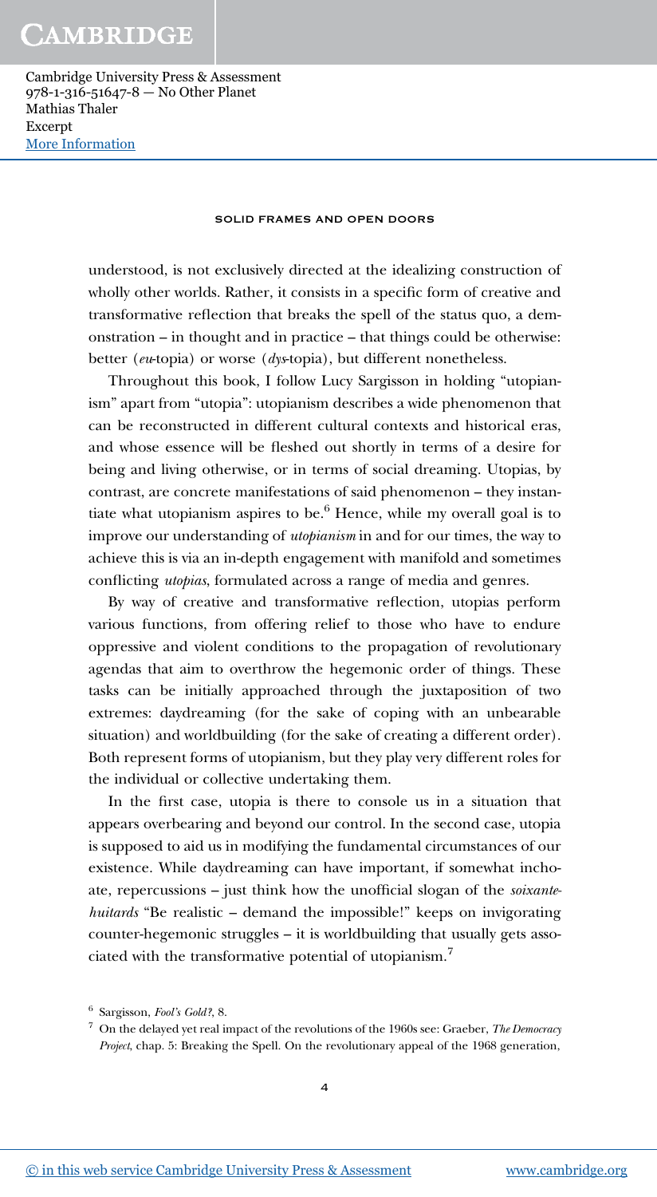understood, is not exclusively directed at the idealizing construction of wholly other worlds. Rather, it consists in a specific form of creative and transformative reflection that breaks the spell of the status quo, a demonstration – in thought and in practice – that things could be otherwise: better (*eu*-topia) or worse (*dys*-topia), but different nonetheless.

Throughout this book, I follow Lucy Sargisson in holding "utopianism" apart from "utopia": utopianism describes a wide phenomenon that can be reconstructed in different cultural contexts and historical eras, and whose essence will be fleshed out shortly in terms of a desire for being and living otherwise, or in terms of social dreaming. Utopias, by contrast, are concrete manifestations of said phenomenon – they instantiate what utopianism aspires to be.[6] Hence, while my overall goal is to improve our understanding of *utopianism* in and for our times, the way to achieve this is via an in-depth engagement with manifold and sometimes conflicting *utopias*, formulated across a range of media and genres.

By way of creative and transformative reflection, utopias perform various functions, from offering relief to those who have to endure oppressive and violent conditions to the propagation of revolutionary agendas that aim to overthrow the hegemonic order of things. These tasks can be initially approached through the juxtaposition of two extremes: daydreaming (for the sake of coping with an unbearable situation) and worldbuilding (for the sake of creating a different order). Both represent forms of utopianism, but they play very different roles for the individual or collective undertaking them.

In the first case, utopia is there to console us in a situation that appears overbearing and beyond our control. In the second case, utopia is supposed to aid us in modifying the fundamental circumstances of our existence. While daydreaming can have important, if somewhat inchoate, repercussions – just think how the unofficial slogan of the *soixante-huitards* "Be realistic – demand the impossible!" keeps on invigorating counter-hegemonic struggles – it is worldbuilding that usually gets associated with the transformative potential of utopianism.[7]

---

[6] Sargisson, *Fool's Gold?*, 8.

[7] On the delayed yet real impact of the revolutions of the 1960s see: Graeber, *The Democracy Project*, chap. 5: Breaking the Spell. On the revolutionary appeal of the 1968 generation,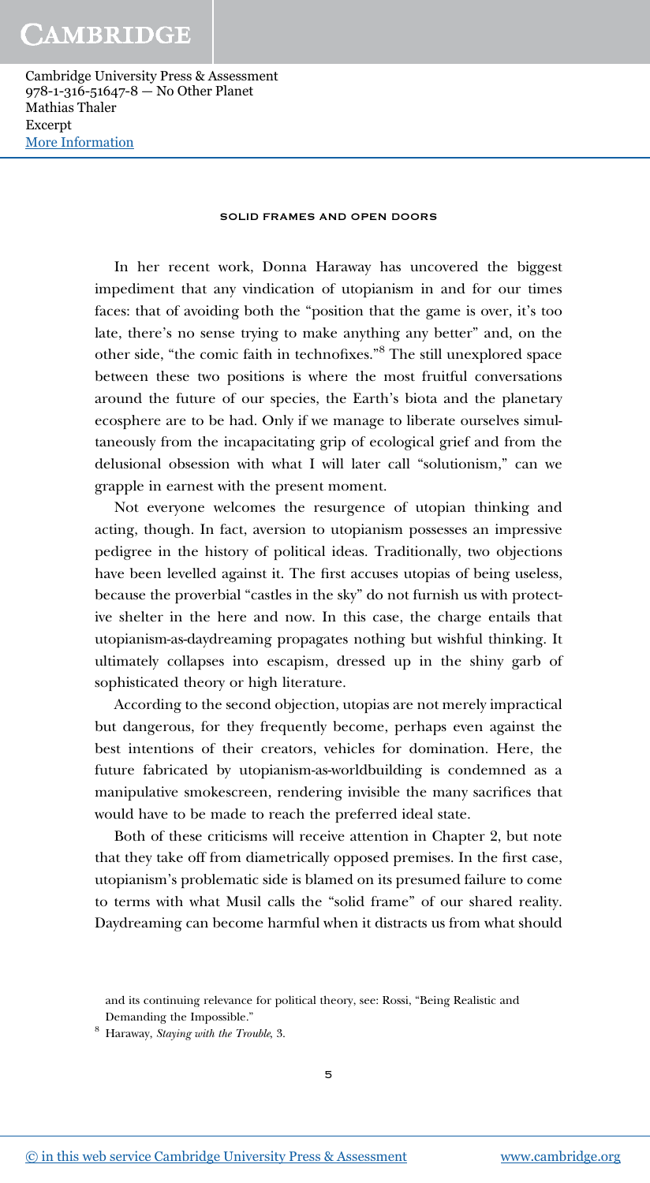In her recent work, Donna Haraway has uncovered the biggest impediment that any vindication of utopianism in and for our times faces: that of avoiding both the "position that the game is over, it's too late, there's no sense trying to make anything any better" and, on the other side, "the comic faith in technofixes."[8] The still unexplored space between these two positions is where the most fruitful conversations around the future of our species, the Earth's biota and the planetary ecosphere are to be had. Only if we manage to liberate ourselves simultaneously from the incapacitating grip of ecological grief and from the delusional obsession with what I will later call "solutionism," can we grapple in earnest with the present moment.

Not everyone welcomes the resurgence of utopian thinking and acting, though. In fact, aversion to utopianism possesses an impressive pedigree in the history of political ideas. Traditionally, two objections have been levelled against it. The first accuses utopias of being useless, because the proverbial "castles in the sky" do not furnish us with protective shelter in the here and now. In this case, the charge entails that utopianism-as-daydreaming propagates nothing but wishful thinking. It ultimately collapses into escapism, dressed up in the shiny garb of sophisticated theory or high literature.

According to the second objection, utopias are not merely impractical but dangerous, for they frequently become, perhaps even against the best intentions of their creators, vehicles for domination. Here, the future fabricated by utopianism-as-worldbuilding is condemned as a manipulative smokescreen, rendering invisible the many sacrifices that would have to be made to reach the preferred ideal state.

Both of these criticisms will receive attention in Chapter 2, but note that they take off from diametrically opposed premises. In the first case, utopianism's problematic side is blamed on its presumed failure to come to terms with what Musil calls the "solid frame" of our shared reality. Daydreaming can become harmful when it distracts us from what should

and its continuing relevance for political theory, see: Rossi, "Being Realistic and Demanding the Impossible."

[8] Haraway, *Staying with the Trouble*, 3.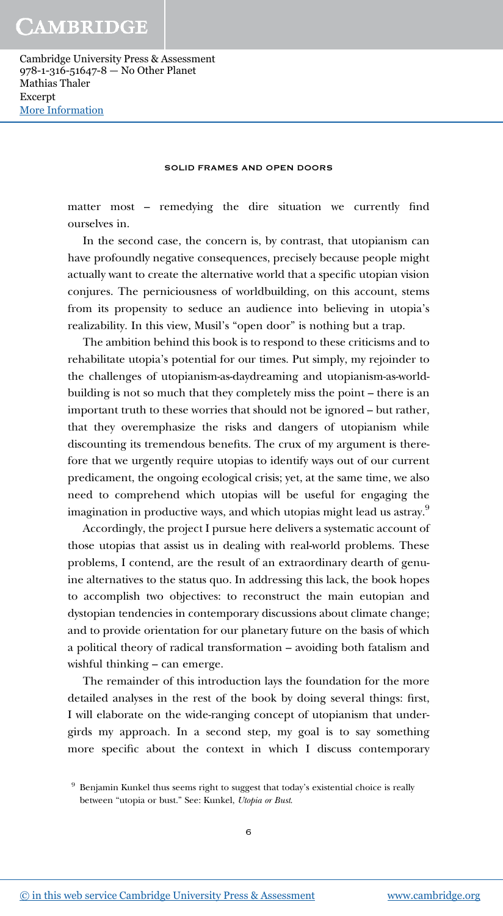matter most – remedying the dire situation we currently find ourselves in.

In the second case, the concern is, by contrast, that utopianism can have profoundly negative consequences, precisely because people might actually want to create the alternative world that a specific utopian vision conjures. The perniciousness of worldbuilding, on this account, stems from its propensity to seduce an audience into believing in utopia's realizability. In this view, Musil's "open door" is nothing but a trap.

The ambition behind this book is to respond to these criticisms and to rehabilitate utopia's potential for our times. Put simply, my rejoinder to the challenges of utopianism-as-daydreaming and utopianism-as-worldbuilding is not so much that they completely miss the point – there is an important truth to these worries that should not be ignored – but rather, that they overemphasize the risks and dangers of utopianism while discounting its tremendous benefits. The crux of my argument is therefore that we urgently require utopias to identify ways out of our current predicament, the ongoing ecological crisis; yet, at the same time, we also need to comprehend which utopias will be useful for engaging the imagination in productive ways, and which utopias might lead us astray.[9]

Accordingly, the project I pursue here delivers a systematic account of those utopias that assist us in dealing with real-world problems. These problems, I contend, are the result of an extraordinary dearth of genuine alternatives to the status quo. In addressing this lack, the book hopes to accomplish two objectives: to reconstruct the main eutopian and dystopian tendencies in contemporary discussions about climate change; and to provide orientation for our planetary future on the basis of which a political theory of radical transformation – avoiding both fatalism and wishful thinking – can emerge.

The remainder of this introduction lays the foundation for the more detailed analyses in the rest of the book by doing several things: first, I will elaborate on the wide-ranging concept of utopianism that undergirds my approach. In a second step, my goal is to say something more specific about the context in which I discuss contemporary

[9] Benjamin Kunkel thus seems right to suggest that today's existential choice is really between "utopia or bust." See: Kunkel, *Utopia or Bust*.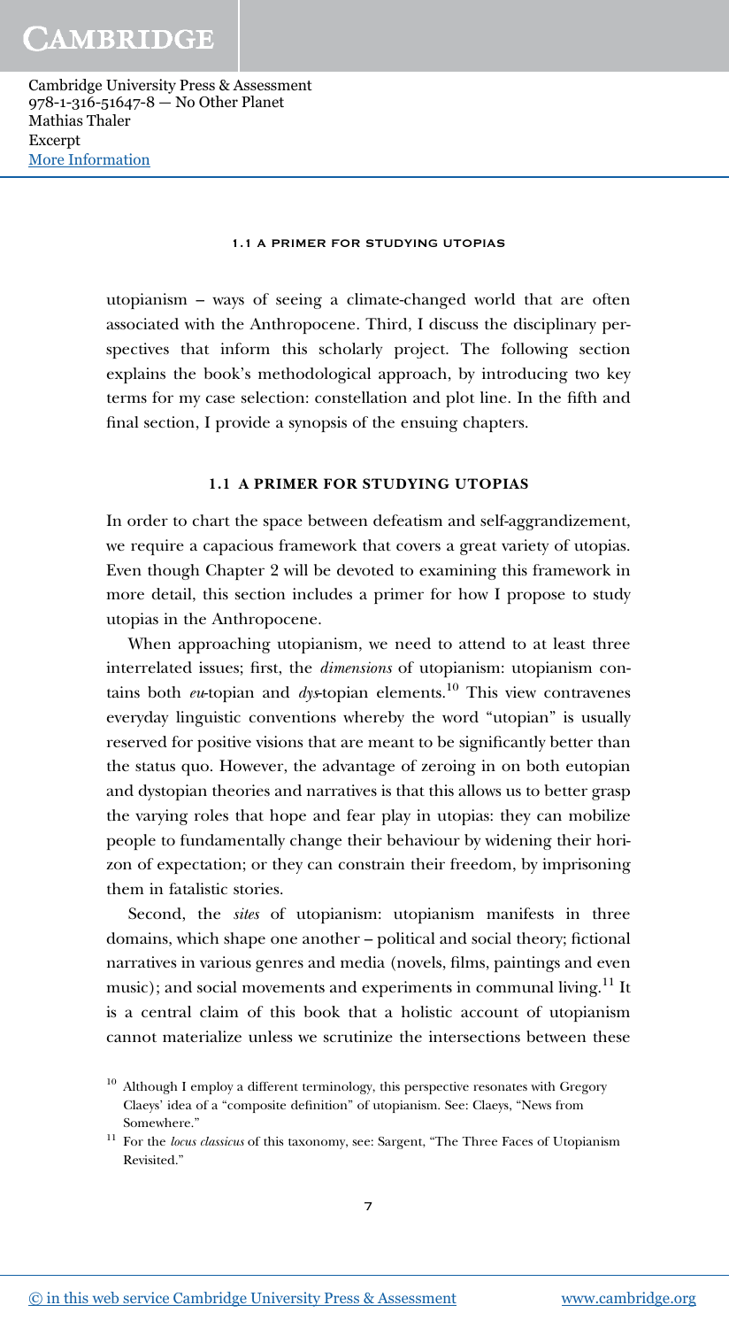utopianism – ways of seeing a climate-changed world that are often associated with the Anthropocene. Third, I discuss the disciplinary perspectives that inform this scholarly project. The following section explains the book's methodological approach, by introducing two key terms for my case selection: constellation and plot line. In the fifth and final section, I provide a synopsis of the ensuing chapters.

## 1.1 A PRIMER FOR STUDYING UTOPIAS

In order to chart the space between defeatism and self-aggrandizement, we require a capacious framework that covers a great variety of utopias. Even though Chapter 2 will be devoted to examining this framework in more detail, this section includes a primer for how I propose to study utopias in the Anthropocene.

When approaching utopianism, we need to attend to at least three interrelated issues; first, the *dimensions* of utopianism: utopianism contains both *eu*-topian and *dys*-topian elements.[10] This view contravenes everyday linguistic conventions whereby the word "utopian" is usually reserved for positive visions that are meant to be significantly better than the status quo. However, the advantage of zeroing in on both eutopian and dystopian theories and narratives is that this allows us to better grasp the varying roles that hope and fear play in utopias: they can mobilize people to fundamentally change their behaviour by widening their horizon of expectation; or they can constrain their freedom, by imprisoning them in fatalistic stories.

Second, the *sites* of utopianism: utopianism manifests in three domains, which shape one another – political and social theory; fictional narratives in various genres and media (novels, films, paintings and even music); and social movements and experiments in communal living.[11] It is a central claim of this book that a holistic account of utopianism cannot materialize unless we scrutinize the intersections between these

[10] Although I employ a different terminology, this perspective resonates with Gregory Claeys' idea of a "composite definition" of utopianism. See: Claeys, "News from Somewhere."

[11] For the *locus classicus* of this taxonomy, see: Sargent, "The Three Faces of Utopianism Revisited."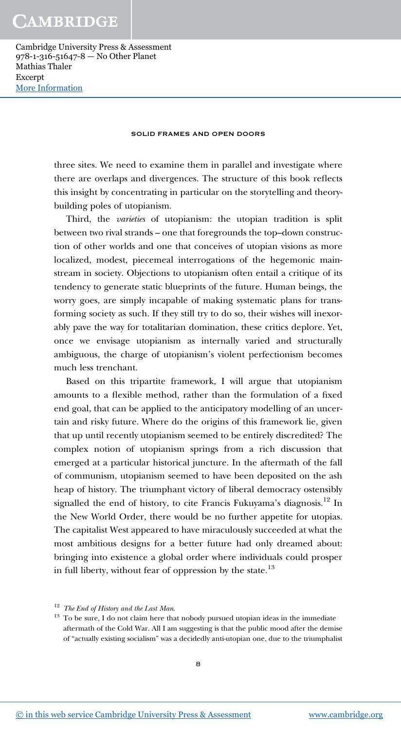three sites. We need to examine them in parallel and investigate where there are overlaps and divergences. The structure of this book reflects this insight by concentrating in particular on the storytelling and theory-building poles of utopianism.

Third, the *varieties* of utopianism: the utopian tradition is split between two rival strands – one that foregrounds the top–down construction of other worlds and one that conceives of utopian visions as more localized, modest, piecemeal interrogations of the hegemonic mainstream in society. Objections to utopianism often entail a critique of its tendency to generate static blueprints of the future. Human beings, the worry goes, are simply incapable of making systematic plans for transforming society as such. If they still try to do so, their wishes will inexorably pave the way for totalitarian domination, these critics deplore. Yet, once we envisage utopianism as internally varied and structurally ambiguous, the charge of utopianism's violent perfectionism becomes much less trenchant.

Based on this tripartite framework, I will argue that utopianism amounts to a flexible method, rather than the formulation of a fixed end goal, that can be applied to the anticipatory modelling of an uncertain and risky future. Where do the origins of this framework lie, given that up until recently utopianism seemed to be entirely discredited? The complex notion of utopianism springs from a rich discussion that emerged at a particular historical juncture. In the aftermath of the fall of communism, utopianism seemed to have been deposited on the ash heap of history. The triumphant victory of liberal democracy ostensibly signalled the end of history, to cite Francis Fukuyama's diagnosis.[12] In the New World Order, there would be no further appetite for utopias. The capitalist West appeared to have miraculously succeeded at what the most ambitious designs for a better future had only dreamed about: bringing into existence a global order where individuals could prosper in full liberty, without fear of oppression by the state.[13]

---

[12] *The End of History and the Last Man.*

[13] To be sure, I do not claim here that nobody pursued utopian ideas in the immediate aftermath of the Cold War. All I am suggesting is that the public mood after the demise of "actually existing socialism" was a decidedly anti-utopian one, due to the triumphalist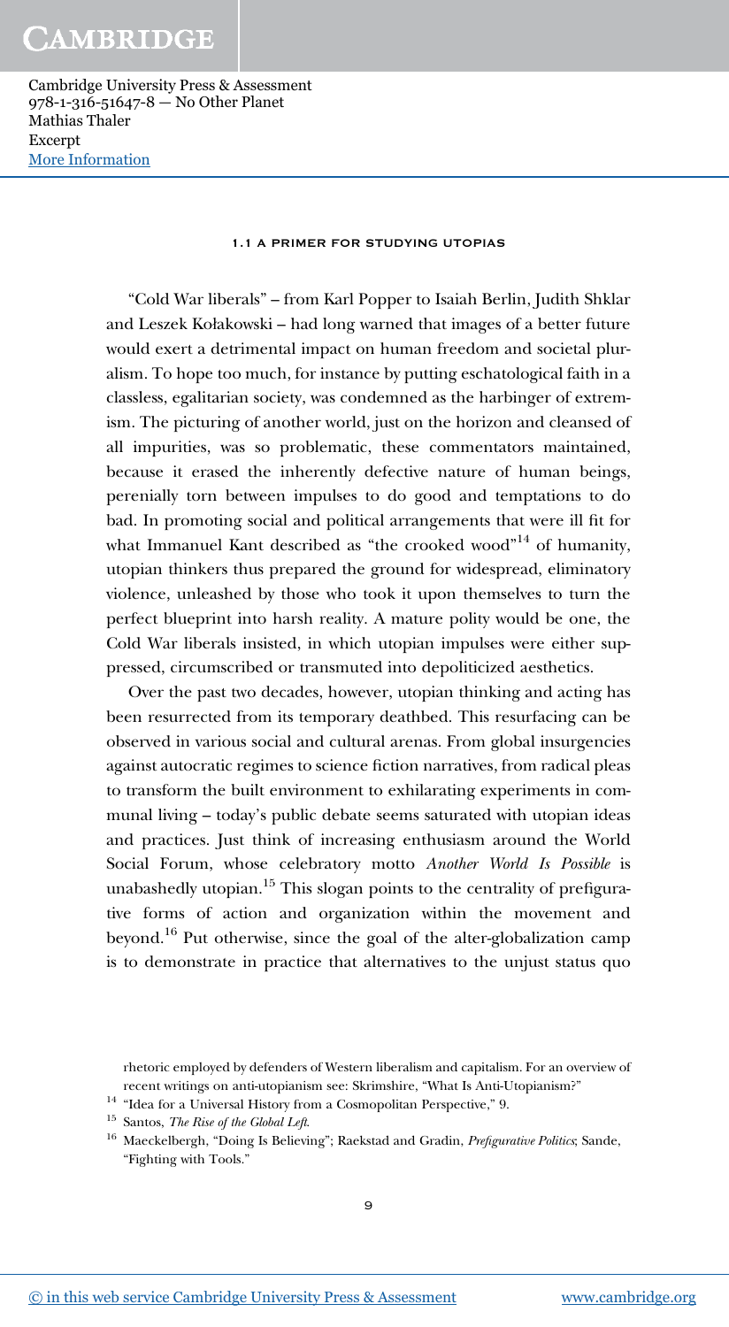### 1.1 A PRIMER FOR STUDYING UTOPIAS

"Cold War liberals" – from Karl Popper to Isaiah Berlin, Judith Shklar and Leszek Kołakowski – had long warned that images of a better future would exert a detrimental impact on human freedom and societal pluralism. To hope too much, for instance by putting eschatological faith in a classless, egalitarian society, was condemned as the harbinger of extremism. The picturing of another world, just on the horizon and cleansed of all impurities, was so problematic, these commentators maintained, because it erased the inherently defective nature of human beings, perenially torn between impulses to do good and temptations to do bad. In promoting social and political arrangements that were ill fit for what Immanuel Kant described as "the crooked wood"[14] of humanity, utopian thinkers thus prepared the ground for widespread, eliminatory violence, unleashed by those who took it upon themselves to turn the perfect blueprint into harsh reality. A mature polity would be one, the Cold War liberals insisted, in which utopian impulses were either suppressed, circumscribed or transmuted into depoliticized aesthetics.

Over the past two decades, however, utopian thinking and acting has been resurrected from its temporary deathbed. This resurfacing can be observed in various social and cultural arenas. From global insurgencies against autocratic regimes to science fiction narratives, from radical pleas to transform the built environment to exhilarating experiments in communal living – today's public debate seems saturated with utopian ideas and practices. Just think of increasing enthusiasm around the World Social Forum, whose celebratory motto *Another World Is Possible* is unabashedly utopian.[15] This slogan points to the centrality of prefigurative forms of action and organization within the movement and beyond.[16] Put otherwise, since the goal of the alter-globalization camp is to demonstrate in practice that alternatives to the unjust status quo

---

rhetoric employed by defenders of Western liberalism and capitalism. For an overview of recent writings on anti-utopianism see: Skrimshire, "What Is Anti-Utopianism?"

[14] "Idea for a Universal History from a Cosmopolitan Perspective," 9.

[15] Santos, *The Rise of the Global Left*.

[16] Maeckelbergh, "Doing Is Believing"; Raekstad and Gradin, *Prefigurative Politics*; Sande, "Fighting with Tools."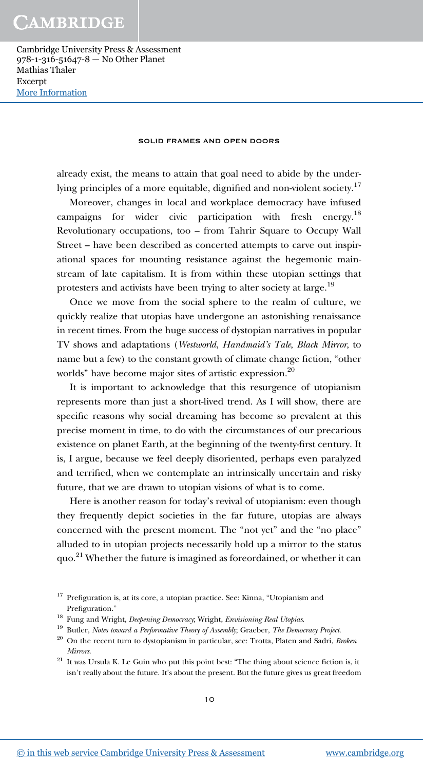already exist, the means to attain that goal need to abide by the underlying principles of a more equitable, dignified and non-violent society.[17]

Moreover, changes in local and workplace democracy have infused campaigns for wider civic participation with fresh energy.[18] Revolutionary occupations, too – from Tahrir Square to Occupy Wall Street – have been described as concerted attempts to carve out inspirational spaces for mounting resistance against the hegemonic mainstream of late capitalism. It is from within these utopian settings that protesters and activists have been trying to alter society at large.[19]

Once we move from the social sphere to the realm of culture, we quickly realize that utopias have undergone an astonishing renaissance in recent times. From the huge success of dystopian narratives in popular TV shows and adaptations (*Westworld*, *Handmaid's Tale*, *Black Mirror*, to name but a few) to the constant growth of climate change fiction, "other worlds" have become major sites of artistic expression.[20]

It is important to acknowledge that this resurgence of utopianism represents more than just a short-lived trend. As I will show, there are specific reasons why social dreaming has become so prevalent at this precise moment in time, to do with the circumstances of our precarious existence on planet Earth, at the beginning of the twenty-first century. It is, I argue, because we feel deeply disoriented, perhaps even paralyzed and terrified, when we contemplate an intrinsically uncertain and risky future, that we are drawn to utopian visions of what is to come.

Here is another reason for today's revival of utopianism: even though they frequently depict societies in the far future, utopias are always concerned with the present moment. The "not yet" and the "no place" alluded to in utopian projects necessarily hold up a mirror to the status quo.[21] Whether the future is imagined as foreordained, or whether it can

[17] Prefiguration is, at its core, a utopian practice. See: Kinna, "Utopianism and Prefiguration."

[18] Fung and Wright, *Deepening Democracy*; Wright, *Envisioning Real Utopias*.

[19] Butler, *Notes toward a Performative Theory of Assembly*; Graeber, *The Democracy Project*.

[20] On the recent turn to dystopianism in particular, see: Trotta, Platen and Sadri, *Broken Mirrors*.

[21] It was Ursula K. Le Guin who put this point best: "The thing about science fiction is, it isn't really about the future. It's about the present. But the future gives us great freedom